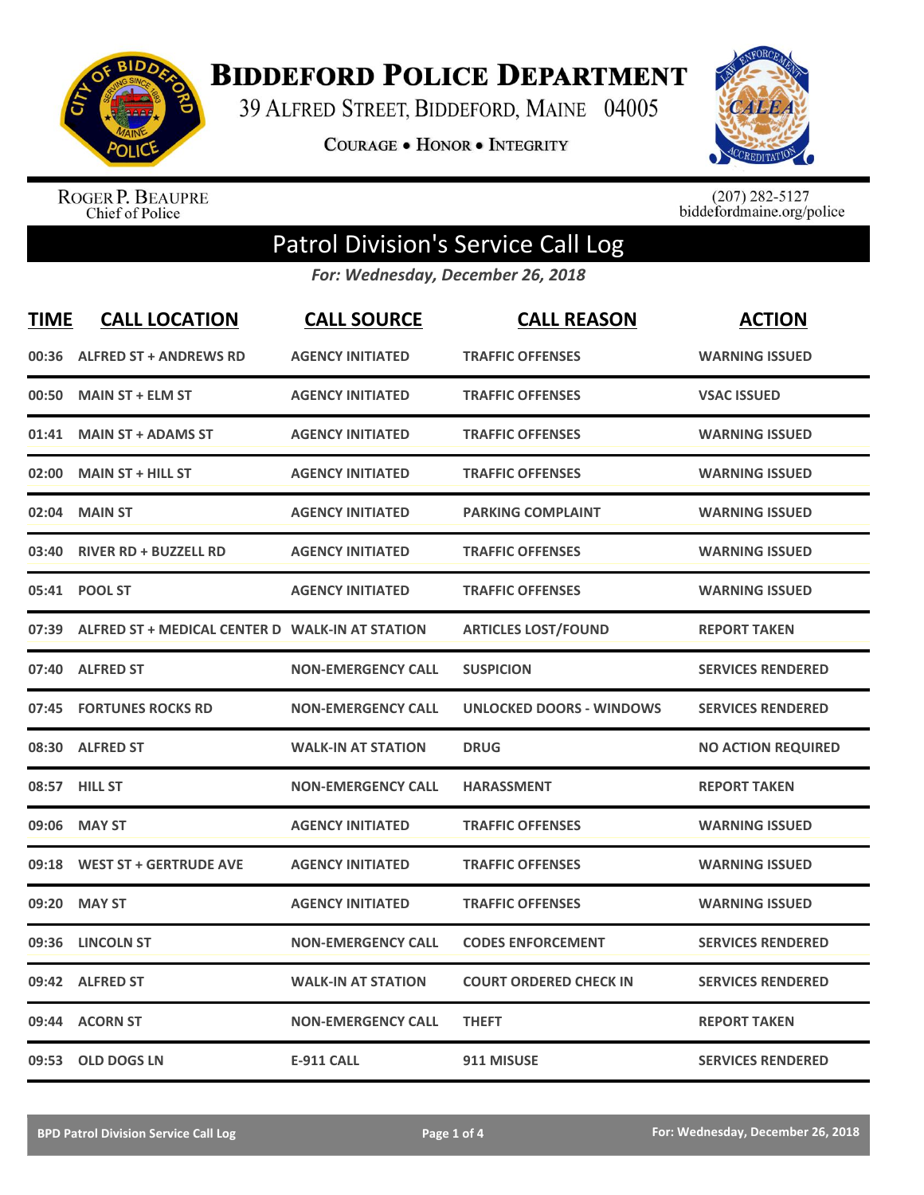# Biddeford Police Department

39 Alfred Street, Biddeford, Maine 04005

**Courage • Honor • Integrity**

Roger P. Beaupre
Chief of Police

(207) 282-5127
biddefordmaine.org/police

## Patrol Division's Service Call Log

*For: Wednesday, December 26, 2018*

| TIME | CALL LOCATION | CALL SOURCE | CALL REASON | ACTION |
|---|---|---|---|---|
| 00:36 | ALFRED ST + ANDREWS RD | AGENCY INITIATED | TRAFFIC OFFENSES | WARNING ISSUED |
| 00:50 | MAIN ST + ELM ST | AGENCY INITIATED | TRAFFIC OFFENSES | VSAC ISSUED |
| 01:41 | MAIN ST + ADAMS ST | AGENCY INITIATED | TRAFFIC OFFENSES | WARNING ISSUED |
| 02:00 | MAIN ST + HILL ST | AGENCY INITIATED | TRAFFIC OFFENSES | WARNING ISSUED |
| 02:04 | MAIN ST | AGENCY INITIATED | PARKING COMPLAINT | WARNING ISSUED |
| 03:40 | RIVER RD + BUZZELL RD | AGENCY INITIATED | TRAFFIC OFFENSES | WARNING ISSUED |
| 05:41 | POOL ST | AGENCY INITIATED | TRAFFIC OFFENSES | WARNING ISSUED |
| 07:39 | ALFRED ST + MEDICAL CENTER D | WALK-IN AT STATION | ARTICLES LOST/FOUND | REPORT TAKEN |
| 07:40 | ALFRED ST | NON-EMERGENCY CALL | SUSPICION | SERVICES RENDERED |
| 07:45 | FORTUNES ROCKS RD | NON-EMERGENCY CALL | UNLOCKED DOORS - WINDOWS | SERVICES RENDERED |
| 08:30 | ALFRED ST | WALK-IN AT STATION | DRUG | NO ACTION REQUIRED |
| 08:57 | HILL ST | NON-EMERGENCY CALL | HARASSMENT | REPORT TAKEN |
| 09:06 | MAY ST | AGENCY INITIATED | TRAFFIC OFFENSES | WARNING ISSUED |
| 09:18 | WEST ST + GERTRUDE AVE | AGENCY INITIATED | TRAFFIC OFFENSES | WARNING ISSUED |
| 09:20 | MAY ST | AGENCY INITIATED | TRAFFIC OFFENSES | WARNING ISSUED |
| 09:36 | LINCOLN ST | NON-EMERGENCY CALL | CODES ENFORCEMENT | SERVICES RENDERED |
| 09:42 | ALFRED ST | WALK-IN AT STATION | COURT ORDERED CHECK IN | SERVICES RENDERED |
| 09:44 | ACORN ST | NON-EMERGENCY CALL | THEFT | REPORT TAKEN |
| 09:53 | OLD DOGS LN | E-911 CALL | 911 MISUSE | SERVICES RENDERED |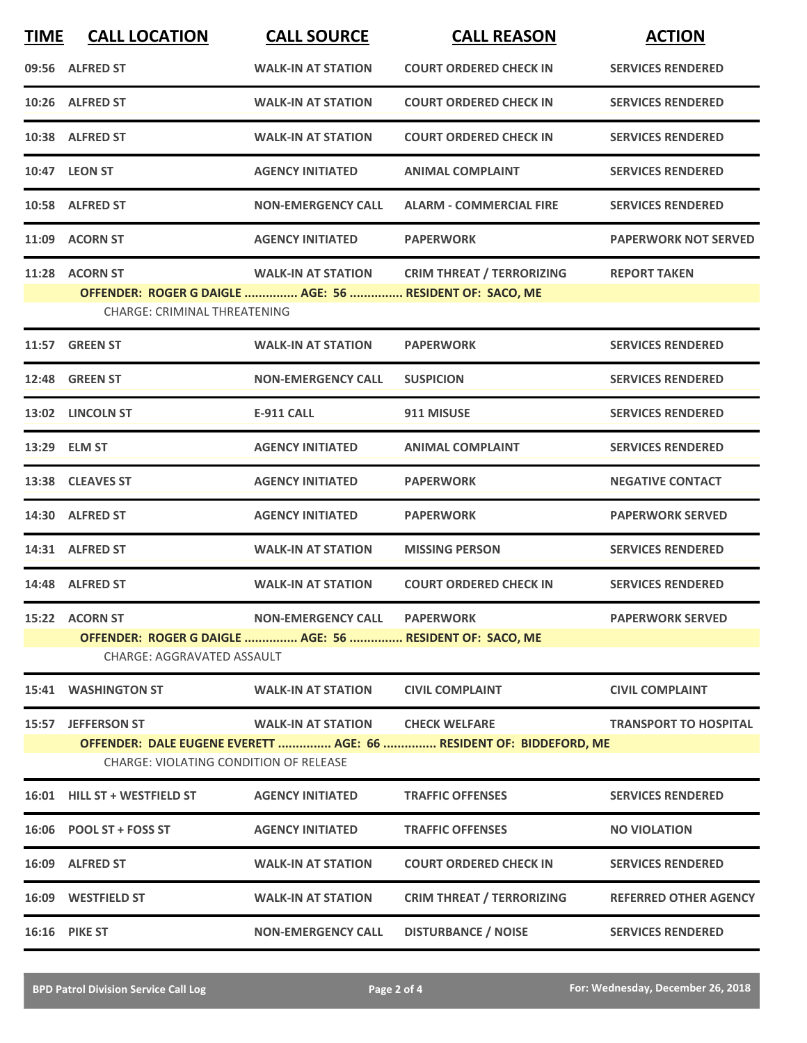| TIME | CALL LOCATION | CALL SOURCE | CALL REASON | ACTION |
|---|---|---|---|---|
| 09:56 | ALFRED ST | WALK-IN AT STATION | COURT ORDERED CHECK IN | SERVICES RENDERED |
| 10:26 | ALFRED ST | WALK-IN AT STATION | COURT ORDERED CHECK IN | SERVICES RENDERED |
| 10:38 | ALFRED ST | WALK-IN AT STATION | COURT ORDERED CHECK IN | SERVICES RENDERED |
| 10:47 | LEON ST | AGENCY INITIATED | ANIMAL COMPLAINT | SERVICES RENDERED |
| 10:58 | ALFRED ST | NON-EMERGENCY CALL | ALARM - COMMERCIAL FIRE | SERVICES RENDERED |
| 11:09 | ACORN ST | AGENCY INITIATED | PAPERWORK | PAPERWORK NOT SERVED |
| 11:28 | ACORN ST | WALK-IN AT STATION | CRIM THREAT / TERRORIZING | REPORT TAKEN |
| | OFFENDER: ROGER G DAIGLE ............... AGE: 56 ............... RESIDENT OF: SACO, ME | | | |
| | CHARGE: CRIMINAL THREATENING | | | |
| 11:57 | GREEN ST | WALK-IN AT STATION | PAPERWORK | SERVICES RENDERED |
| 12:48 | GREEN ST | NON-EMERGENCY CALL | SUSPICION | SERVICES RENDERED |
| 13:02 | LINCOLN ST | E-911 CALL | 911 MISUSE | SERVICES RENDERED |
| 13:29 | ELM ST | AGENCY INITIATED | ANIMAL COMPLAINT | SERVICES RENDERED |
| 13:38 | CLEAVES ST | AGENCY INITIATED | PAPERWORK | NEGATIVE CONTACT |
| 14:30 | ALFRED ST | AGENCY INITIATED | PAPERWORK | PAPERWORK SERVED |
| 14:31 | ALFRED ST | WALK-IN AT STATION | MISSING PERSON | SERVICES RENDERED |
| 14:48 | ALFRED ST | WALK-IN AT STATION | COURT ORDERED CHECK IN | SERVICES RENDERED |
| 15:22 | ACORN ST | NON-EMERGENCY CALL | PAPERWORK | PAPERWORK SERVED |
| | OFFENDER: ROGER G DAIGLE ............... AGE: 56 ............... RESIDENT OF: SACO, ME | | | |
| | CHARGE: AGGRAVATED ASSAULT | | | |
| 15:41 | WASHINGTON ST | WALK-IN AT STATION | CIVIL COMPLAINT | CIVIL COMPLAINT |
| 15:57 | JEFFERSON ST | WALK-IN AT STATION | CHECK WELFARE | TRANSPORT TO HOSPITAL |
| | OFFENDER: DALE EUGENE EVERETT ............... AGE: 66 ............... RESIDENT OF: BIDDEFORD, ME | | | |
| | CHARGE: VIOLATING CONDITION OF RELEASE | | | |
| 16:01 | HILL ST + WESTFIELD ST | AGENCY INITIATED | TRAFFIC OFFENSES | SERVICES RENDERED |
| 16:06 | POOL ST + FOSS ST | AGENCY INITIATED | TRAFFIC OFFENSES | NO VIOLATION |
| 16:09 | ALFRED ST | WALK-IN AT STATION | COURT ORDERED CHECK IN | SERVICES RENDERED |
| 16:09 | WESTFIELD ST | WALK-IN AT STATION | CRIM THREAT / TERRORIZING | REFERRED OTHER AGENCY |
| 16:16 | PIKE ST | NON-EMERGENCY CALL | DISTURBANCE / NOISE | SERVICES RENDERED |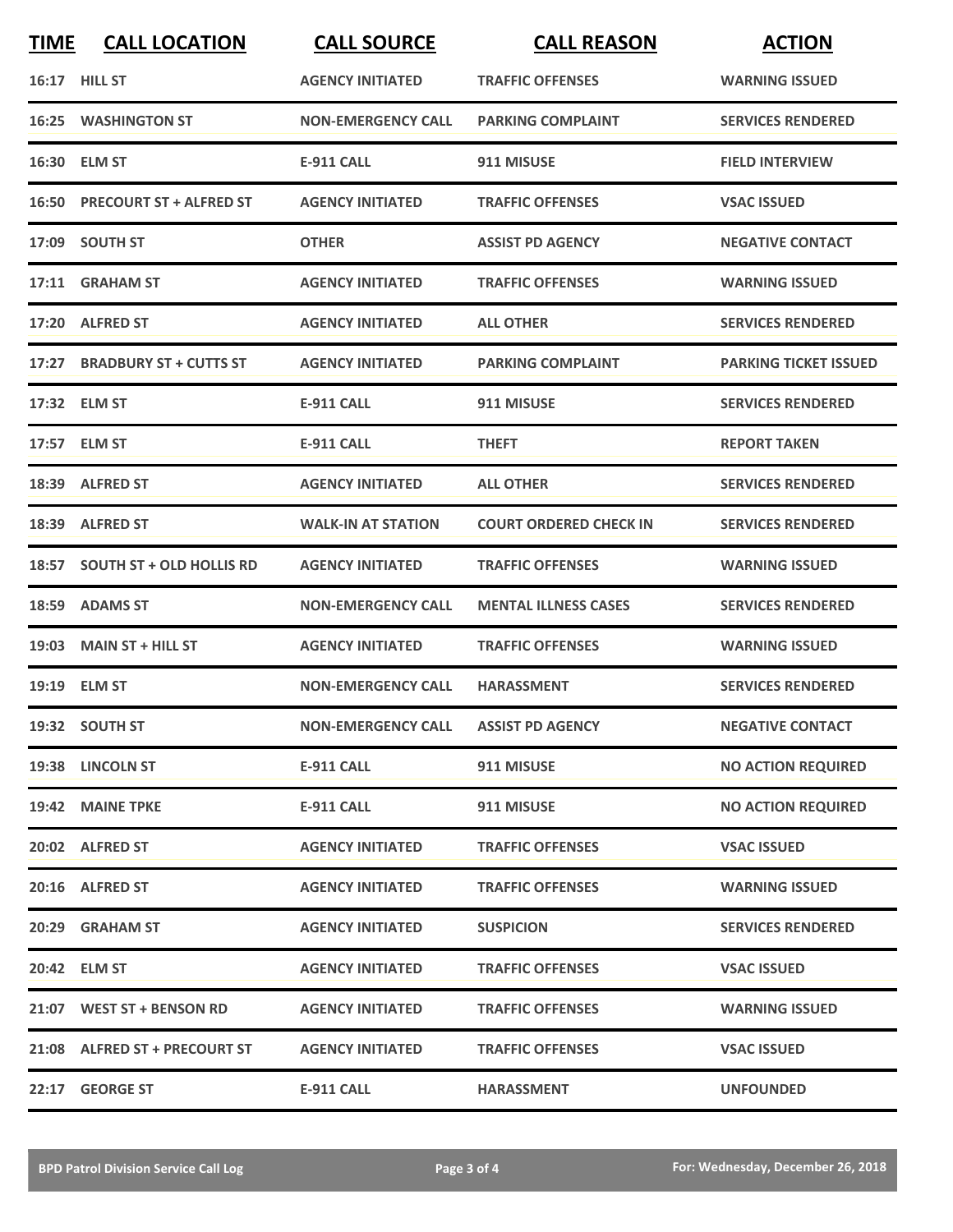| TIME | CALL LOCATION | CALL SOURCE | CALL REASON | ACTION |
| --- | --- | --- | --- | --- |
| 16:17 | HILL ST | AGENCY INITIATED | TRAFFIC OFFENSES | WARNING ISSUED |
| 16:25 | WASHINGTON ST | NON-EMERGENCY CALL | PARKING COMPLAINT | SERVICES RENDERED |
| 16:30 | ELM ST | E-911 CALL | 911 MISUSE | FIELD INTERVIEW |
| 16:50 | PRECOURT ST + ALFRED ST | AGENCY INITIATED | TRAFFIC OFFENSES | VSAC ISSUED |
| 17:09 | SOUTH ST | OTHER | ASSIST PD AGENCY | NEGATIVE CONTACT |
| 17:11 | GRAHAM ST | AGENCY INITIATED | TRAFFIC OFFENSES | WARNING ISSUED |
| 17:20 | ALFRED ST | AGENCY INITIATED | ALL OTHER | SERVICES RENDERED |
| 17:27 | BRADBURY ST + CUTTS ST | AGENCY INITIATED | PARKING COMPLAINT | PARKING TICKET ISSUED |
| 17:32 | ELM ST | E-911 CALL | 911 MISUSE | SERVICES RENDERED |
| 17:57 | ELM ST | E-911 CALL | THEFT | REPORT TAKEN |
| 18:39 | ALFRED ST | AGENCY INITIATED | ALL OTHER | SERVICES RENDERED |
| 18:39 | ALFRED ST | WALK-IN AT STATION | COURT ORDERED CHECK IN | SERVICES RENDERED |
| 18:57 | SOUTH ST + OLD HOLLIS RD | AGENCY INITIATED | TRAFFIC OFFENSES | WARNING ISSUED |
| 18:59 | ADAMS ST | NON-EMERGENCY CALL | MENTAL ILLNESS CASES | SERVICES RENDERED |
| 19:03 | MAIN ST + HILL ST | AGENCY INITIATED | TRAFFIC OFFENSES | WARNING ISSUED |
| 19:19 | ELM ST | NON-EMERGENCY CALL | HARASSMENT | SERVICES RENDERED |
| 19:32 | SOUTH ST | NON-EMERGENCY CALL | ASSIST PD AGENCY | NEGATIVE CONTACT |
| 19:38 | LINCOLN ST | E-911 CALL | 911 MISUSE | NO ACTION REQUIRED |
| 19:42 | MAINE TPKE | E-911 CALL | 911 MISUSE | NO ACTION REQUIRED |
| 20:02 | ALFRED ST | AGENCY INITIATED | TRAFFIC OFFENSES | VSAC ISSUED |
| 20:16 | ALFRED ST | AGENCY INITIATED | TRAFFIC OFFENSES | WARNING ISSUED |
| 20:29 | GRAHAM ST | AGENCY INITIATED | SUSPICION | SERVICES RENDERED |
| 20:42 | ELM ST | AGENCY INITIATED | TRAFFIC OFFENSES | VSAC ISSUED |
| 21:07 | WEST ST + BENSON RD | AGENCY INITIATED | TRAFFIC OFFENSES | WARNING ISSUED |
| 21:08 | ALFRED ST + PRECOURT ST | AGENCY INITIATED | TRAFFIC OFFENSES | VSAC ISSUED |
| 22:17 | GEORGE ST | E-911 CALL | HARASSMENT | UNFOUNDED |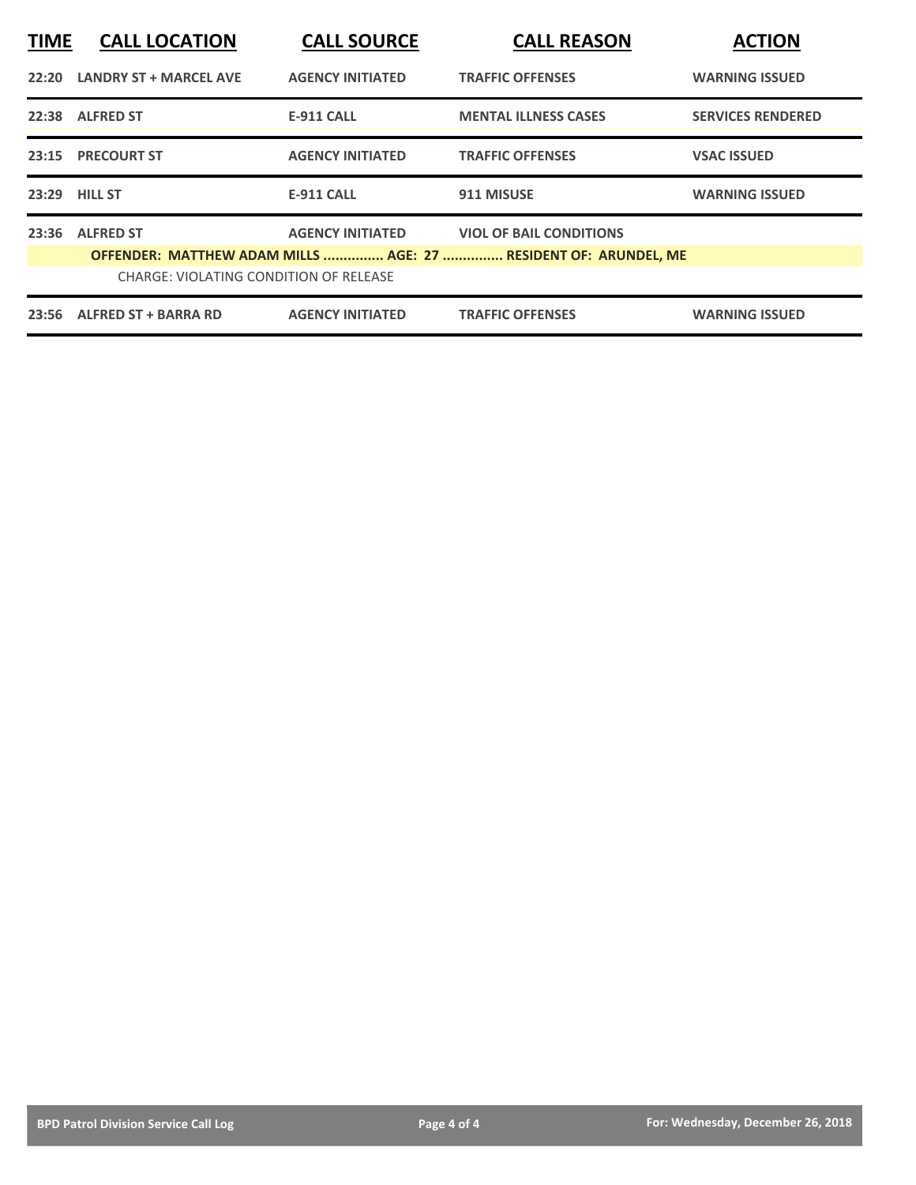| TIME | CALL LOCATION | CALL SOURCE | CALL REASON | ACTION |
|---|---|---|---|---|
| 22:20 | LANDRY ST + MARCEL AVE | AGENCY INITIATED | TRAFFIC OFFENSES | WARNING ISSUED |
| 22:38 | ALFRED ST | E-911 CALL | MENTAL ILLNESS CASES | SERVICES RENDERED |
| 23:15 | PRECOURT ST | AGENCY INITIATED | TRAFFIC OFFENSES | VSAC ISSUED |
| 23:29 | HILL ST | E-911 CALL | 911 MISUSE | WARNING ISSUED |
| 23:36 | ALFRED ST | AGENCY INITIATED | VIOL OF BAIL CONDITIONS | |
| | **OFFENDER: MATTHEW ADAM MILLS ............... AGE: 27 ............... RESIDENT OF: ARUNDEL, ME** | | | |
| | CHARGE: VIOLATING CONDITION OF RELEASE | | | |
| 23:56 | ALFRED ST + BARRA RD | AGENCY INITIATED | TRAFFIC OFFENSES | WARNING ISSUED |